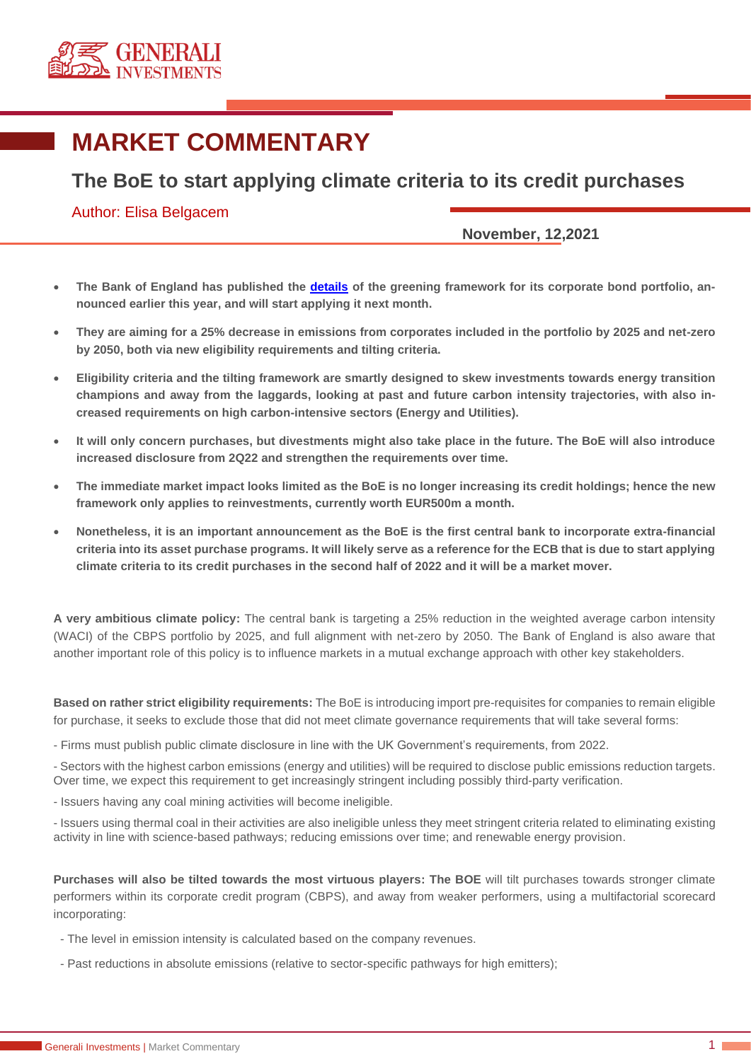GENERALI INVESTMENTS

# MARKET COMMENTARY

## The BoE to start applying climate criteria to its credit purchases

Author: Elisa Belgacem

**November, 12,2021**

- **The Bank of England has published the [details](#) of the greening framework for its corporate bond portfolio, announced earlier this year, and will start applying it next month.**
- **They are aiming for a 25% decrease in emissions from corporates included in the portfolio by 2025 and net-zero by 2050, both via new eligibility requirements and tilting criteria.**
- **Eligibility criteria and the tilting framework are smartly designed to skew investments towards energy transition champions and away from the laggards, looking at past and future carbon intensity trajectories, with also increased requirements on high carbon-intensive sectors (Energy and Utilities).**
- **It will only concern purchases, but divestments might also take place in the future. The BoE will also introduce increased disclosure from 2Q22 and strengthen the requirements over time.**
- **The immediate market impact looks limited as the BoE is no longer increasing its credit holdings; hence the new framework only applies to reinvestments, currently worth EUR500m a month.**
- **Nonetheless, it is an important announcement as the BoE is the first central bank to incorporate extra-financial criteria into its asset purchase programs. It will likely serve as a reference for the ECB that is due to start applying climate criteria to its credit purchases in the second half of 2022 and it will be a market mover.**

**A very ambitious climate policy:** The central bank is targeting a 25% reduction in the weighted average carbon intensity (WACI) of the CBPS portfolio by 2025, and full alignment with net-zero by 2050. The Bank of England is also aware that another important role of this policy is to influence markets in a mutual exchange approach with other key stakeholders.

**Based on rather strict eligibility requirements:** The BoE is introducing import pre-requisites for companies to remain eligible for purchase, it seeks to exclude those that did not meet climate governance requirements that will take several forms:

- Firms must publish public climate disclosure in line with the UK Government's requirements, from 2022.

- Sectors with the highest carbon emissions (energy and utilities) will be required to disclose public emissions reduction targets. Over time, we expect this requirement to get increasingly stringent including possibly third-party verification.

- Issuers having any coal mining activities will become ineligible.

- Issuers using thermal coal in their activities are also ineligible unless they meet stringent criteria related to eliminating existing activity in line with science-based pathways; reducing emissions over time; and renewable energy provision.

**Purchases will also be tilted towards the most virtuous players: The BOE** will tilt purchases towards stronger climate performers within its corporate credit program (CBPS), and away from weaker performers, using a multifactorial scorecard incorporating:

- The level in emission intensity is calculated based on the company revenues.

- Past reductions in absolute emissions (relative to sector-specific pathways for high emitters);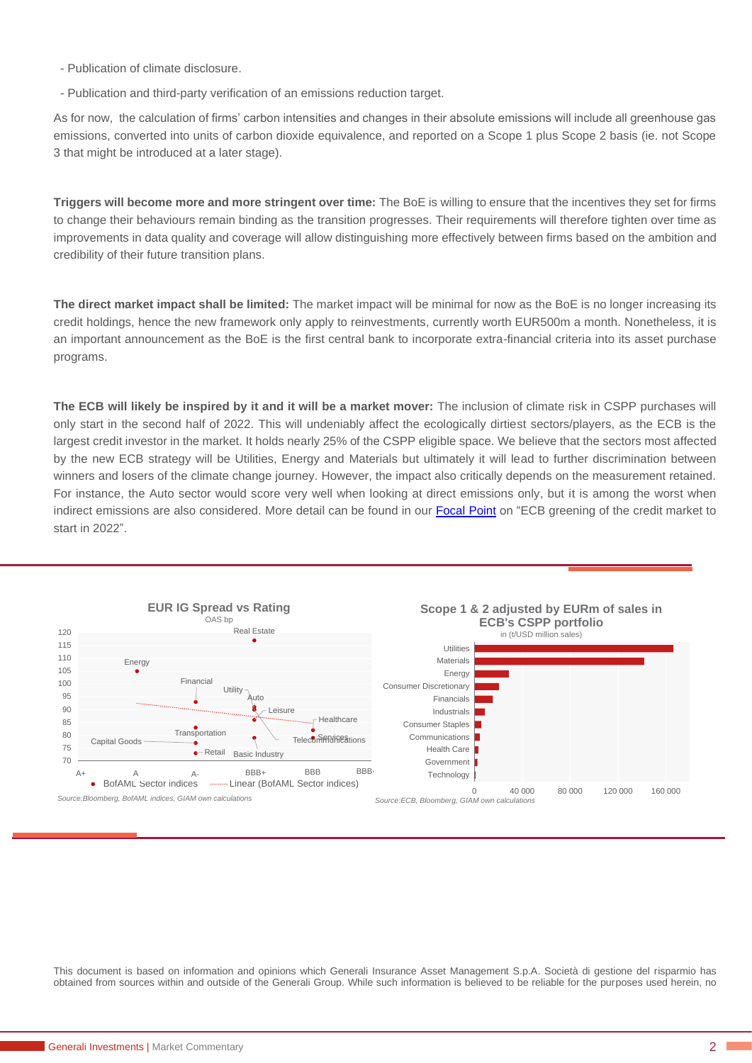- Publication of climate disclosure.

- Publication and third-party verification of an emissions reduction target.

As for now, the calculation of firms' carbon intensities and changes in their absolute emissions will include all greenhouse gas emissions, converted into units of carbon dioxide equivalence, and reported on a Scope 1 plus Scope 2 basis (ie. not Scope 3 that might be introduced at a later stage).

**Triggers will become more and more stringent over time:** The BoE is willing to ensure that the incentives they set for firms to change their behaviours remain binding as the transition progresses. Their requirements will therefore tighten over time as improvements in data quality and coverage will allow distinguishing more effectively between firms based on the ambition and credibility of their future transition plans.

**The direct market impact shall be limited:** The market impact will be minimal for now as the BoE is no longer increasing its credit holdings, hence the new framework only apply to reinvestments, currently worth EUR500m a month. Nonetheless, it is an important announcement as the BoE is the first central bank to incorporate extra-financial criteria into its asset purchase programs.

**The ECB will likely be inspired by it and it will be a market mover:** The inclusion of climate risk in CSPP purchases will only start in the second half of 2022. This will undeniably affect the ecologically dirtiest sectors/players, as the ECB is the largest credit investor in the market. It holds nearly 25% of the CSPP eligible space. We believe that the sectors most affected by the new ECB strategy will be Utilities, Energy and Materials but ultimately it will lead to further discrimination between winners and losers of the climate change journey. However, the impact also critically depends on the measurement retained. For instance, the Auto sector would score very well when looking at direct emissions only, but it is among the worst when indirect emissions are also considered. More detail can be found in our Focal Point on "ECB greening of the credit market to start in 2022".

**EUR IG Spread vs Rating**
OAS bp

*Source:Bloomberg, BofAML indices, GIAM own calculations*

**Scope 1 & 2 adjusted by EURm of sales in ECB's CSPP portfolio**
in (t/USD million sales)

*Source:ECB, Bloomberg, GIAM own calculations*

This document is based on information and opinions which Generali Insurance Asset Management S.p.A. Società di gestione del risparmio has obtained from sources within and outside of the Generali Group. While such information is believed to be reliable for the purposes used herein, no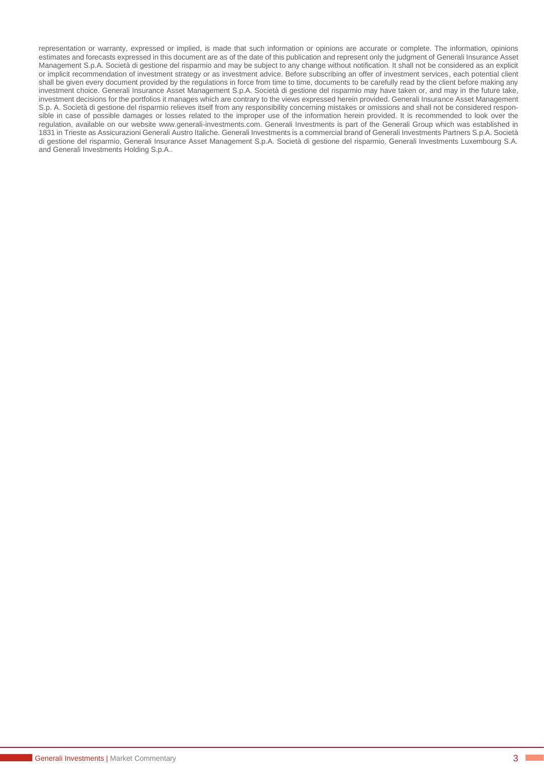representation or warranty, expressed or implied, is made that such information or opinions are accurate or complete. The information, opinions estimates and forecasts expressed in this document are as of the date of this publication and represent only the judgment of Generali Insurance Asset Management S.p.A. Società di gestione del risparmio and may be subject to any change without notification. It shall not be considered as an explicit or implicit recommendation of investment strategy or as investment advice. Before subscribing an offer of investment services, each potential client shall be given every document provided by the regulations in force from time to time, documents to be carefully read by the client before making any investment choice. Generali Insurance Asset Management S.p.A. Società di gestione del risparmio may have taken or, and may in the future take, investment decisions for the portfolios it manages which are contrary to the views expressed herein provided. Generali Insurance Asset Management S.p. A. Società di gestione del risparmio relieves itself from any responsibility concerning mistakes or omissions and shall not be considered responsible in case of possible damages or losses related to the improper use of the information herein provided. It is recommended to look over the regulation, available on our website www.generali-investments.com. Generali Investments is part of the Generali Group which was established in 1831 in Trieste as Assicurazioni Generali Austro Italiche. Generali Investments is a commercial brand of Generali Investments Partners S.p.A. Società di gestione del risparmio, Generali Insurance Asset Management S.p.A. Società di gestione del risparmio, Generali Investments Luxembourg S.A. and Generali Investments Holding S.p.A..